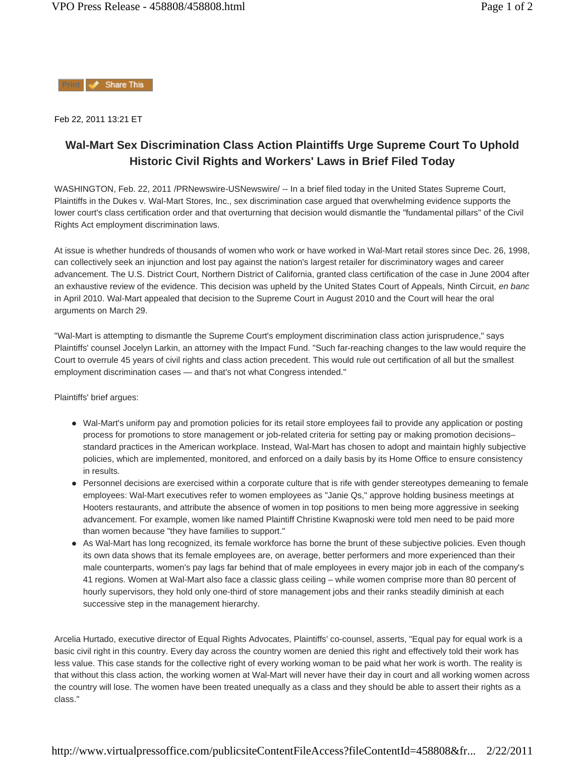Feb 22, 2011 13:21 ET

## Wal-Mart Sex Discrimination Class Action Plaintiffs Urge Supreme Court To Uphold Historic Civil Rights and Workers' Laws in Brief Filed Today

WASHINGTON, Feb. 22, 2011 /PRNewswire-USNewswire/ -- In a brief filed today in the United States Supreme Court, Plaintiffs in the Dukes v. Wal-Mart Stores, Inc., sex discrimination case argued that overwhelming evidence supports the lower court's class certification order and that overturning that decision would dismantle the "fundamental pillars" of the Civil Rights Act employment discrimination laws.

At issue is whether hundreds of thousands of women who work or have worked in Wal-Mart retail stores since Dec. 26, 1998, can collectively seek an injunction and lost pay against the nation's largest retailer for discriminatory wages and career advancement. The U.S. District Court, Northern District of California, granted class certification of the case in June 2004 after an exhaustive review of the evidence. This decision was upheld by the United States Court of Appeals, Ninth Circuit, *en banc* in April 2010. Wal-Mart appealed that decision to the Supreme Court in August 2010 and the Court will hear the oral arguments on March 29.

"Wal-Mart is attempting to dismantle the Supreme Court's employment discrimination class action jurisprudence," says Plaintiffs' counsel Jocelyn Larkin, an attorney with the Impact Fund. "Such far-reaching changes to the law would require the Court to overrule 45 years of civil rights and class action precedent. This would rule out certification of all but the smallest employment discrimination cases — and that's not what Congress intended."

Plaintiffs' brief argues:

- Wal-Mart's uniform pay and promotion policies for its retail store employees fail to provide any application or posting process for promotions to store management or job-related criteria for setting pay or making promotion decisions– standard practices in the American workplace. Instead, Wal-Mart has chosen to adopt and maintain highly subjective policies, which are implemented, monitored, and enforced on a daily basis by its Home Office to ensure consistency in results.
- Personnel decisions are exercised within a corporate culture that is rife with gender stereotypes demeaning to female employees: Wal-Mart executives refer to women employees as "Janie Qs," approve holding business meetings at Hooters restaurants, and attribute the absence of women in top positions to men being more aggressive in seeking advancement. For example, women like named Plaintiff Christine Kwapnoski were told men need to be paid more than women because "they have families to support."
- As Wal-Mart has long recognized, its female workforce has borne the brunt of these subjective policies. Even though its own data shows that its female employees are, on average, better performers and more experienced than their male counterparts, women's pay lags far behind that of male employees in every major job in each of the company's 41 regions. Women at Wal-Mart also face a classic glass ceiling – while women comprise more than 80 percent of hourly supervisors, they hold only one-third of store management jobs and their ranks steadily diminish at each successive step in the management hierarchy.

Arcelia Hurtado, executive director of Equal Rights Advocates, Plaintiffs' co-counsel, asserts, "Equal pay for equal work is a basic civil right in this country. Every day across the country women are denied this right and effectively told their work has less value. This case stands for the collective right of every working woman to be paid what her work is worth. The reality is that without this class action, the working women at Wal-Mart will never have their day in court and all working women across the country will lose. The women have been treated unequally as a class and they should be able to assert their rights as a class."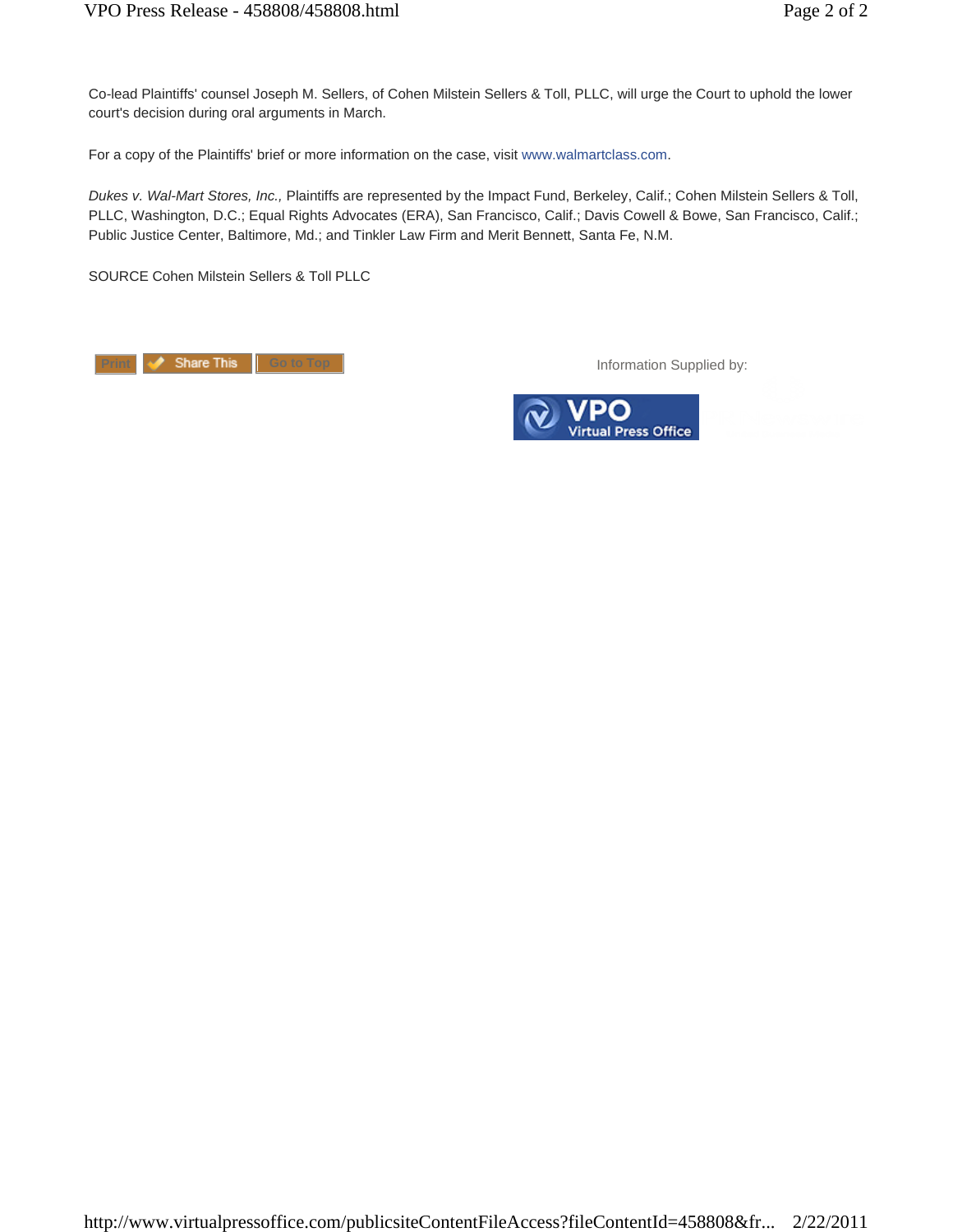Co-lead Plaintiffs' counsel Joseph M. Sellers, of Cohen Milstein Sellers & Toll, PLLC, will urge the Court to uphold the lower court's decision during oral arguments in March.

For a copy of the Plaintiffs' brief or more information on the case, visit www.walmartclass.com.

*Dukes v. Wal-Mart Stores, Inc.,* Plaintiffs are represented by the Impact Fund, Berkeley, Calif.; Cohen Milstein Sellers & Toll, PLLC, Washington, D.C.; Equal Rights Advocates (ERA), San Francisco, Calif.; Davis Cowell & Bowe, San Francisco, Calif.; Public Justice Center, Baltimore, Md.; and Tinkler Law Firm and Merit Bennett, Santa Fe, N.M.

SOURCE Cohen Milstein Sellers & Toll PLLC

Print | Share This | Go to Top

Information Supplied by:

VPO Virtual Press Office